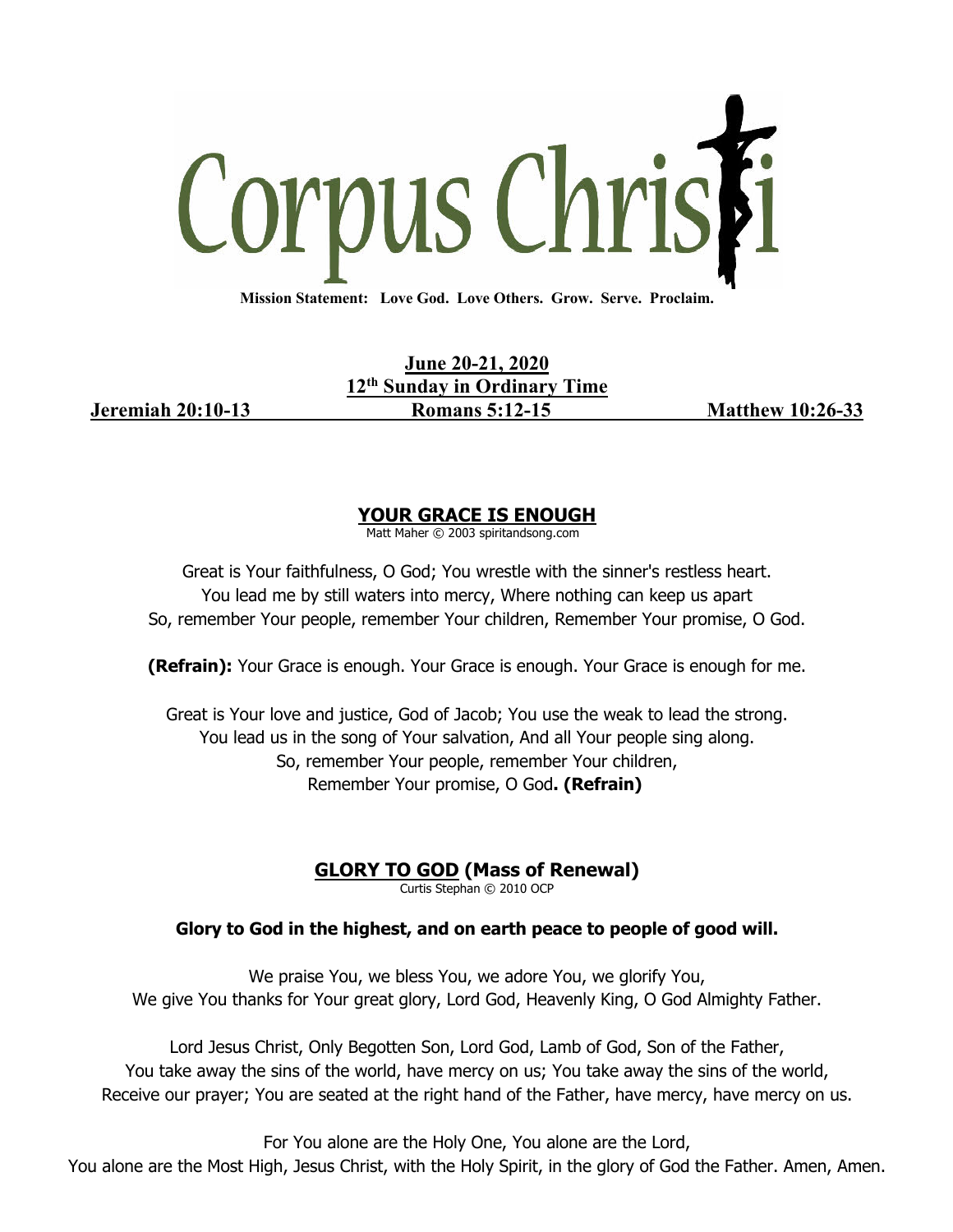# Corpus Christi

**Mission Statement: Love God. Love Others. Grow. Serve. Proclaim.**

**June 20-21, 2020**
**12th Sunday in Ordinary Time**

**Jeremiah 20:10-13 Romans 5:12-15 Matthew 10:26-33**

## YOUR GRACE IS ENOUGH

Matt Maher © 2003 spiritandsong.com

Great is Your faithfulness, O God; You wrestle with the sinner's restless heart.
You lead me by still waters into mercy, Where nothing can keep us apart
So, remember Your people, remember Your children, Remember Your promise, O God.

**(Refrain):** Your Grace is enough. Your Grace is enough. Your Grace is enough for me.

Great is Your love and justice, God of Jacob; You use the weak to lead the strong.
You lead us in the song of Your salvation, And all Your people sing along.
So, remember Your people, remember Your children,
Remember Your promise, O God**. (Refrain)**

## GLORY TO GOD (Mass of Renewal)

Curtis Stephan © 2010 OCP

**Glory to God in the highest, and on earth peace to people of good will.**

We praise You, we bless You, we adore You, we glorify You,
We give You thanks for Your great glory, Lord God, Heavenly King, O God Almighty Father.

Lord Jesus Christ, Only Begotten Son, Lord God, Lamb of God, Son of the Father,
You take away the sins of the world, have mercy on us; You take away the sins of the world,
Receive our prayer; You are seated at the right hand of the Father, have mercy, have mercy on us.

For You alone are the Holy One, You alone are the Lord,
You alone are the Most High, Jesus Christ, with the Holy Spirit, in the glory of God the Father. Amen, Amen.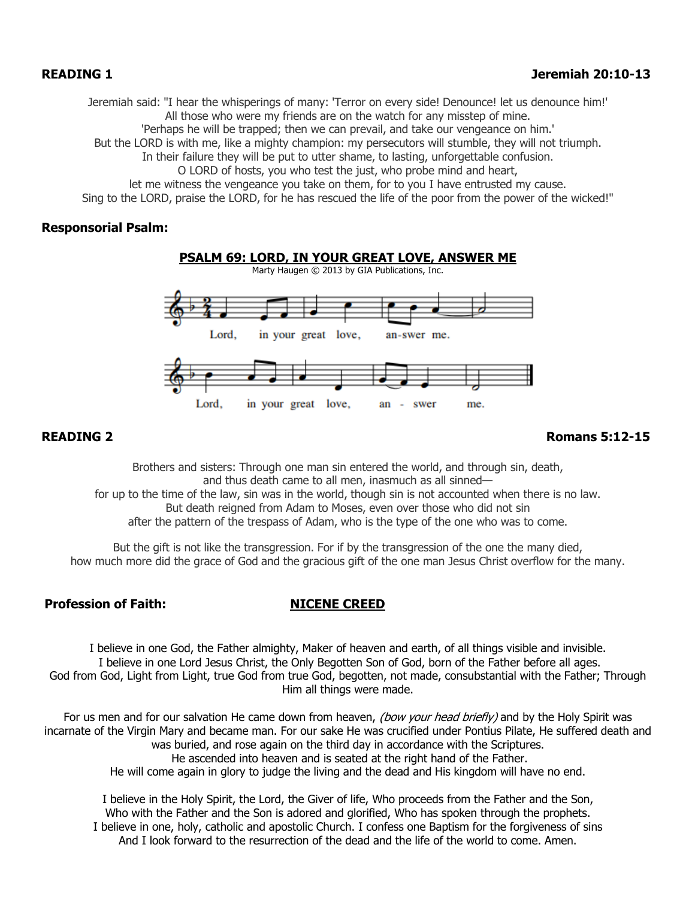**READING 1** **Jeremiah 20:10-13**

Jeremiah said: "I hear the whisperings of many: 'Terror on every side! Denounce! let us denounce him!'
All those who were my friends are on the watch for any misstep of mine.
'Perhaps he will be trapped; then we can prevail, and take our vengeance on him.'
But the LORD is with me, like a mighty champion: my persecutors will stumble, they will not triumph.
In their failure they will be put to utter shame, to lasting, unforgettable confusion.
O LORD of hosts, you who test the just, who probe mind and heart,
let me witness the vengeance you take on them, for to you I have entrusted my cause.
Sing to the LORD, praise the LORD, for he has rescued the life of the poor from the power of the wicked!"

**Responsorial Psalm:**

**PSALM 69: LORD, IN YOUR GREAT LOVE, ANSWER ME**

Marty Haugen © 2013 by GIA Publications, Inc.

Lord, in your great love, an-swer me.

Lord, in your great love, an - swer me.

**READING 2** **Romans 5:12-15**

Brothers and sisters: Through one man sin entered the world, and through sin, death,
and thus death came to all men, inasmuch as all sinned—
for up to the time of the law, sin was in the world, though sin is not accounted when there is no law.
But death reigned from Adam to Moses, even over those who did not sin
after the pattern of the trespass of Adam, who is the type of the one who was to come.

But the gift is not like the transgression. For if by the transgression of the one the many died,
how much more did the grace of God and the gracious gift of the one man Jesus Christ overflow for the many.

**Profession of Faith:** **NICENE CREED**

I believe in one God, the Father almighty, Maker of heaven and earth, of all things visible and invisible.
I believe in one Lord Jesus Christ, the Only Begotten Son of God, born of the Father before all ages.
God from God, Light from Light, true God from true God, begotten, not made, consubstantial with the Father; Through Him all things were made.

For us men and for our salvation He came down from heaven, *(bow your head briefly)* and by the Holy Spirit was incarnate of the Virgin Mary and became man. For our sake He was crucified under Pontius Pilate, He suffered death and was buried, and rose again on the third day in accordance with the Scriptures.
He ascended into heaven and is seated at the right hand of the Father.
He will come again in glory to judge the living and the dead and His kingdom will have no end.

I believe in the Holy Spirit, the Lord, the Giver of life, Who proceeds from the Father and the Son,
Who with the Father and the Son is adored and glorified, Who has spoken through the prophets.
I believe in one, holy, catholic and apostolic Church. I confess one Baptism for the forgiveness of sins
And I look forward to the resurrection of the dead and the life of the world to come. Amen.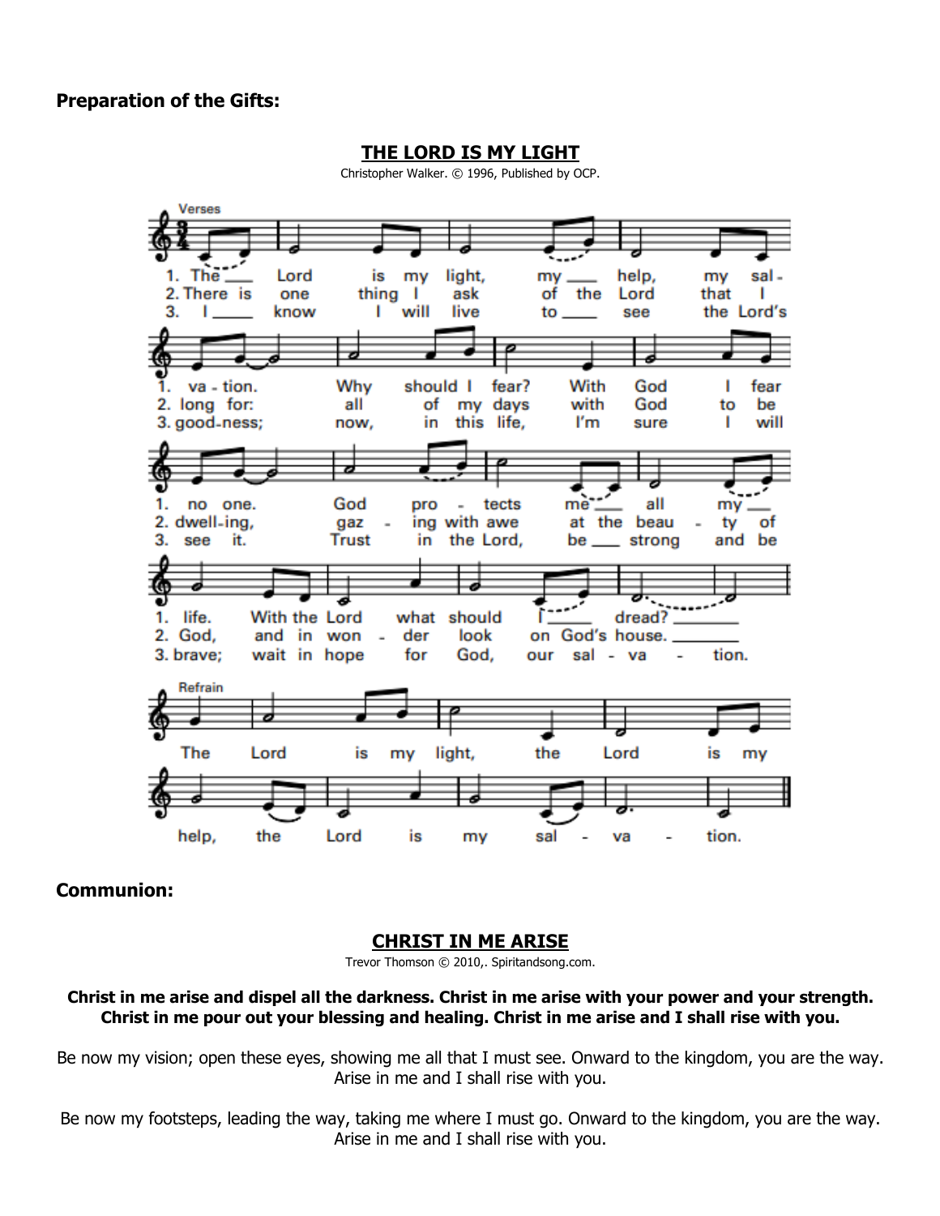**Preparation of the Gifts:**

**THE LORD IS MY LIGHT**

Christopher Walker. © 1996, Published by OCP.

Verses

1. The Lord is my light, my help, my salvation. Why should I fear? With God I fear no one. God protects me all my life. With the Lord what should I dread?
2. There is one thing I ask of the Lord that I long for: all of my days with God to be dwelling, gazing with awe at the beauty of God, and in wonder look on God's house.
3. I know I will live to see the Lord's goodness; now, in this life, I'm sure I will see it. Trust in the Lord, be strong and be brave; wait in hope for God, our salvation.

Refrain

The Lord is my light, the Lord is my help, the Lord is my salvation.

**Communion:**

**CHRIST IN ME ARISE**

Trevor Thomson © 2010,. Spiritandsong.com.

**Christ in me arise and dispel all the darkness. Christ in me arise with your power and your strength. Christ in me pour out your blessing and healing. Christ in me arise and I shall rise with you.**

Be now my vision; open these eyes, showing me all that I must see. Onward to the kingdom, you are the way. Arise in me and I shall rise with you.

Be now my footsteps, leading the way, taking me where I must go. Onward to the kingdom, you are the way. Arise in me and I shall rise with you.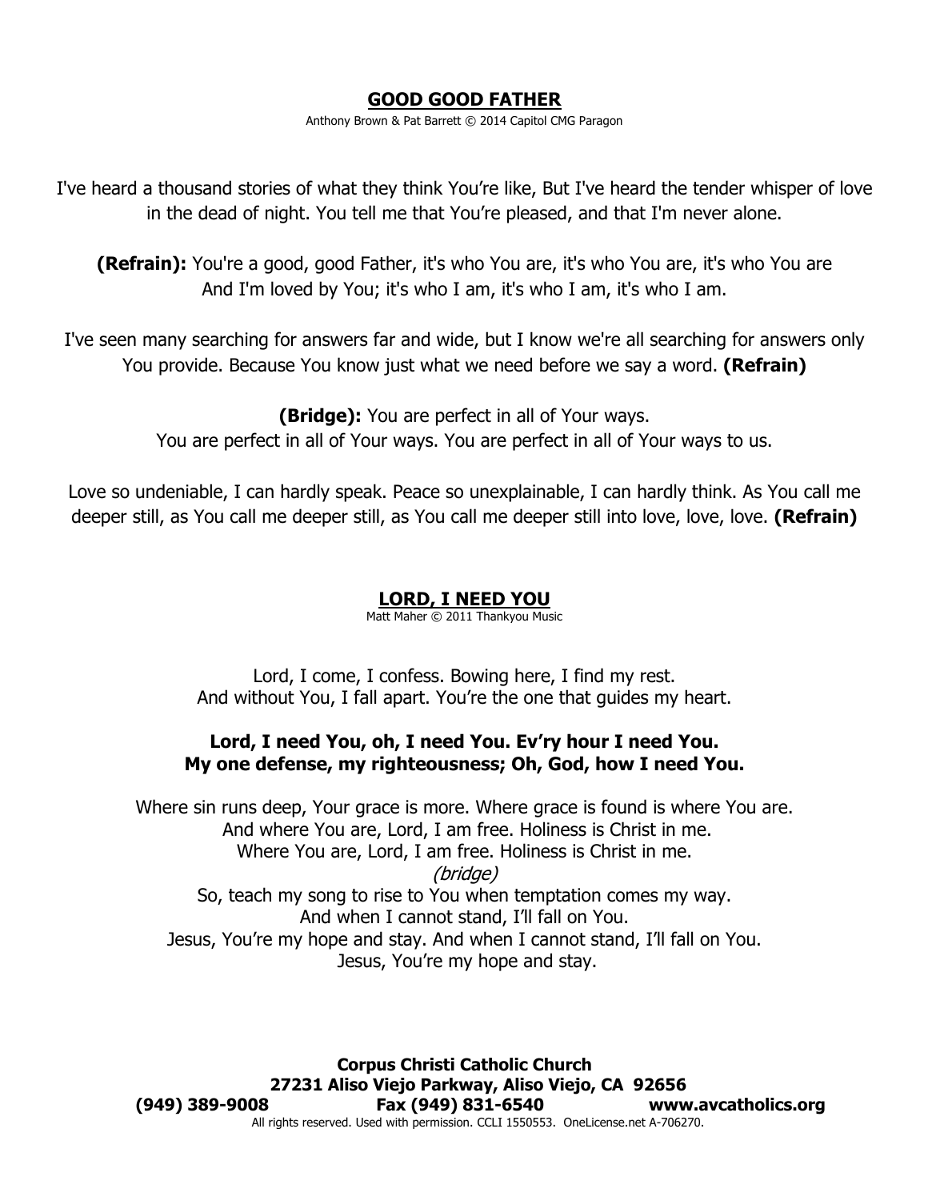## **GOOD GOOD FATHER**

Anthony Brown & Pat Barrett © 2014 Capitol CMG Paragon

I've heard a thousand stories of what they think You're like, But I've heard the tender whisper of love in the dead of night. You tell me that You're pleased, and that I'm never alone.

**(Refrain):** You're a good, good Father, it's who You are, it's who You are, it's who You are
And I'm loved by You; it's who I am, it's who I am, it's who I am.

I've seen many searching for answers far and wide, but I know we're all searching for answers only You provide. Because You know just what we need before we say a word. **(Refrain)**

**(Bridge):** You are perfect in all of Your ways.
You are perfect in all of Your ways. You are perfect in all of Your ways to us.

Love so undeniable, I can hardly speak. Peace so unexplainable, I can hardly think. As You call me deeper still, as You call me deeper still, as You call me deeper still into love, love, love. **(Refrain)**

## **LORD, I NEED YOU**

Matt Maher © 2011 Thankyou Music

Lord, I come, I confess. Bowing here, I find my rest.
And without You, I fall apart. You're the one that guides my heart.

**Lord, I need You, oh, I need You. Ev'ry hour I need You.**
**My one defense, my righteousness; Oh, God, how I need You.**

Where sin runs deep, Your grace is more. Where grace is found is where You are.
And where You are, Lord, I am free. Holiness is Christ in me.
Where You are, Lord, I am free. Holiness is Christ in me.
*(bridge)*
So, teach my song to rise to You when temptation comes my way.
And when I cannot stand, I'll fall on You.
Jesus, You're my hope and stay. And when I cannot stand, I'll fall on You.
Jesus, You're my hope and stay.

**Corpus Christi Catholic Church**
**27231 Aliso Viejo Parkway, Aliso Viejo, CA 92656**
**(949) 389-9008 Fax (949) 831-6540 www.avcatholics.org**
All rights reserved. Used with permission. CCLI 1550553. OneLicense.net A-706270.